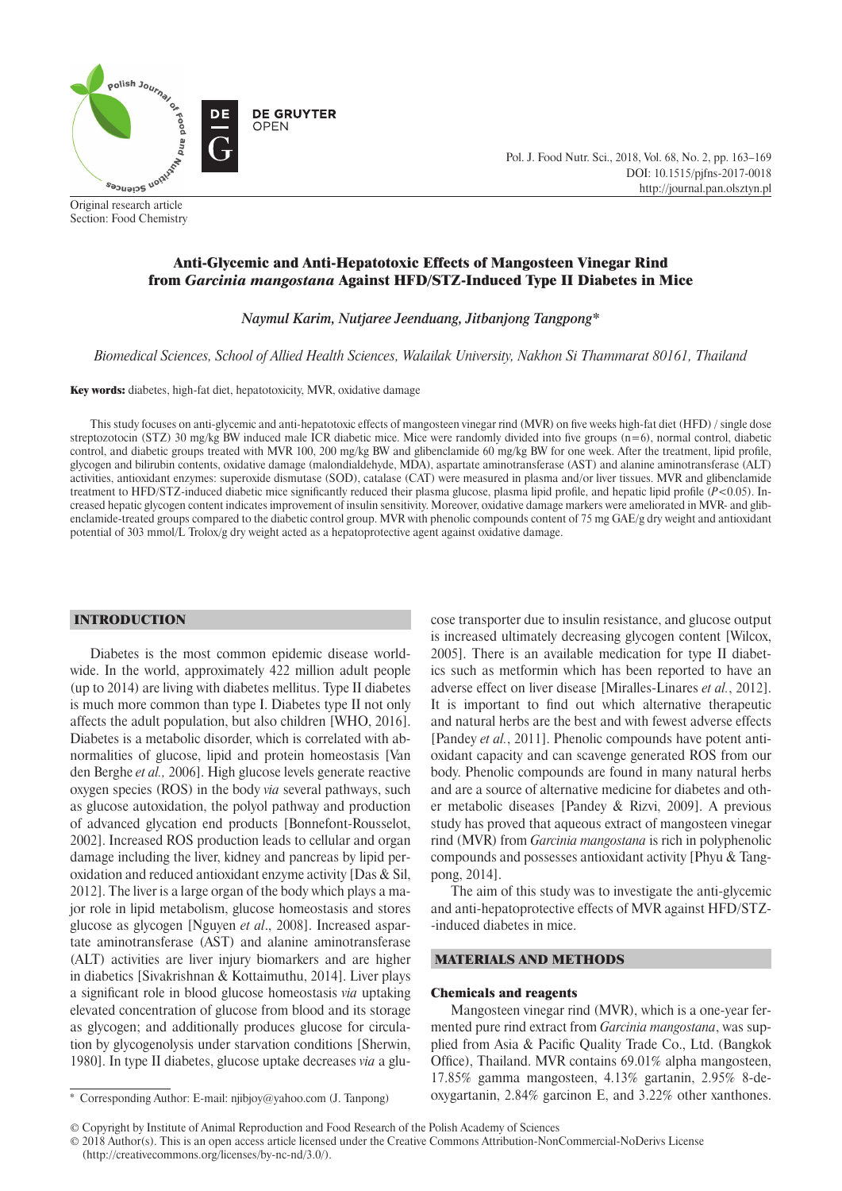Original research article
Section: Food Chemistry

# Anti-Glycemic and Anti-Hepatotoxic Effects of Mangosteen Vinegar Rind from *Garcinia mangostana* Against HFD/STZ-Induced Type II Diabetes in Mice

*Naymul Karim, Nutjaree Jeenduang, Jitbanjong Tangpong**

*Biomedical Sciences, School of Allied Health Sciences, Walailak University, Nakhon Si Thammarat 80161, Thailand*

**Key words:** diabetes, high-fat diet, hepatotoxicity, MVR, oxidative damage

This study focuses on anti-glycemic and anti-hepatotoxic effects of mangosteen vinegar rind (MVR) on five weeks high-fat diet (HFD) / single dose streptozotocin (STZ) 30 mg/kg BW induced male ICR diabetic mice. Mice were randomly divided into five groups (n=6), normal control, diabetic control, and diabetic groups treated with MVR 100, 200 mg/kg BW and glibenclamide 60 mg/kg BW for one week. After the treatment, lipid profile, glycogen and bilirubin contents, oxidative damage (malondialdehyde, MDA), aspartate aminotransferase (AST) and alanine aminotransferase (ALT) activities, antioxidant enzymes: superoxide dismutase (SOD), catalase (CAT) were measured in plasma and/or liver tissues. MVR and glibenclamide treatment to HFD/STZ-induced diabetic mice significantly reduced their plasma glucose, plasma lipid profile, and hepatic lipid profile ($P<0.05$). Increased hepatic glycogen content indicates improvement of insulin sensitivity. Moreover, oxidative damage markers were ameliorated in MVR- and glibenclamide-treated groups compared to the diabetic control group. MVR with phenolic compounds content of 75 mg GAE/g dry weight and antioxidant potential of 303 mmol/L Trolox/g dry weight acted as a hepatoprotective agent against oxidative damage.

## INTRODUCTION

Diabetes is the most common epidemic disease worldwide. In the world, approximately 422 million adult people (up to 2014) are living with diabetes mellitus. Type II diabetes is much more common than type I. Diabetes type II not only affects the adult population, but also children [WHO, 2016]. Diabetes is a metabolic disorder, which is correlated with abnormalities of glucose, lipid and protein homeostasis [Van den Berghe *et al.,* 2006]. High glucose levels generate reactive oxygen species (ROS) in the body *via* several pathways, such as glucose autoxidation, the polyol pathway and production of advanced glycation end products [Bonnefont-Rousselot, 2002]. Increased ROS production leads to cellular and organ damage including the liver, kidney and pancreas by lipid peroxidation and reduced antioxidant enzyme activity [Das & Sil, 2012]. The liver is a large organ of the body which plays a major role in lipid metabolism, glucose homeostasis and stores glucose as glycogen [Nguyen *et al*., 2008]. Increased aspartate aminotransferase (AST) and alanine aminotransferase (ALT) activities are liver injury biomarkers and are higher in diabetics [Sivakrishnan & Kottaimuthu, 2014]. Liver plays a significant role in blood glucose homeostasis *via* uptaking elevated concentration of glucose from blood and its storage as glycogen; and additionally produces glucose for circulation by glycogenolysis under starvation conditions [Sherwin, 1980]. In type II diabetes, glucose uptake decreases *via* a glucose transporter due to insulin resistance, and glucose output is increased ultimately decreasing glycogen content [Wilcox, 2005]. There is an available medication for type II diabetics such as metformin which has been reported to have an adverse effect on liver disease [Miralles-Linares *et al.*, 2012]. It is important to find out which alternative therapeutic and natural herbs are the best and with fewest adverse effects [Pandey *et al.*, 2011]. Phenolic compounds have potent antioxidant capacity and can scavenge generated ROS from our body. Phenolic compounds are found in many natural herbs and are a source of alternative medicine for diabetes and other metabolic diseases [Pandey & Rizvi, 2009]. A previous study has proved that aqueous extract of mangosteen vinegar rind (MVR) from *Garcinia mangostana* is rich in polyphenolic compounds and possesses antioxidant activity [Phyu & Tangpong, 2014].

The aim of this study was to investigate the anti-glycemic and anti-hepatoprotective effects of MVR against HFD/STZ-induced diabetes in mice.

## MATERIALS AND METHODS

### Chemicals and reagents

Mangosteen vinegar rind (MVR), which is a one-year fermented pure rind extract from *Garcinia mangostana*, was supplied from Asia & Pacific Quality Trade Co., Ltd. (Bangkok Office), Thailand. MVR contains 69.01% alpha mangosteen, 17.85% gamma mangosteen, 4.13% gartanin, 2.95% 8-deoxygartanin, 2.84% garcinon E, and 3.22% other xanthones.

\* Corresponding Author: E-mail: njibjoy@yahoo.com (J. Tanpong)

© Copyright by Institute of Animal Reproduction and Food Research of the Polish Academy of Sciences
© 2018 Author(s). This is an open access article licensed under the Creative Commons Attribution-NonCommercial-NoDerivs License (http://creativecommons.org/licenses/by-nc-nd/3.0/).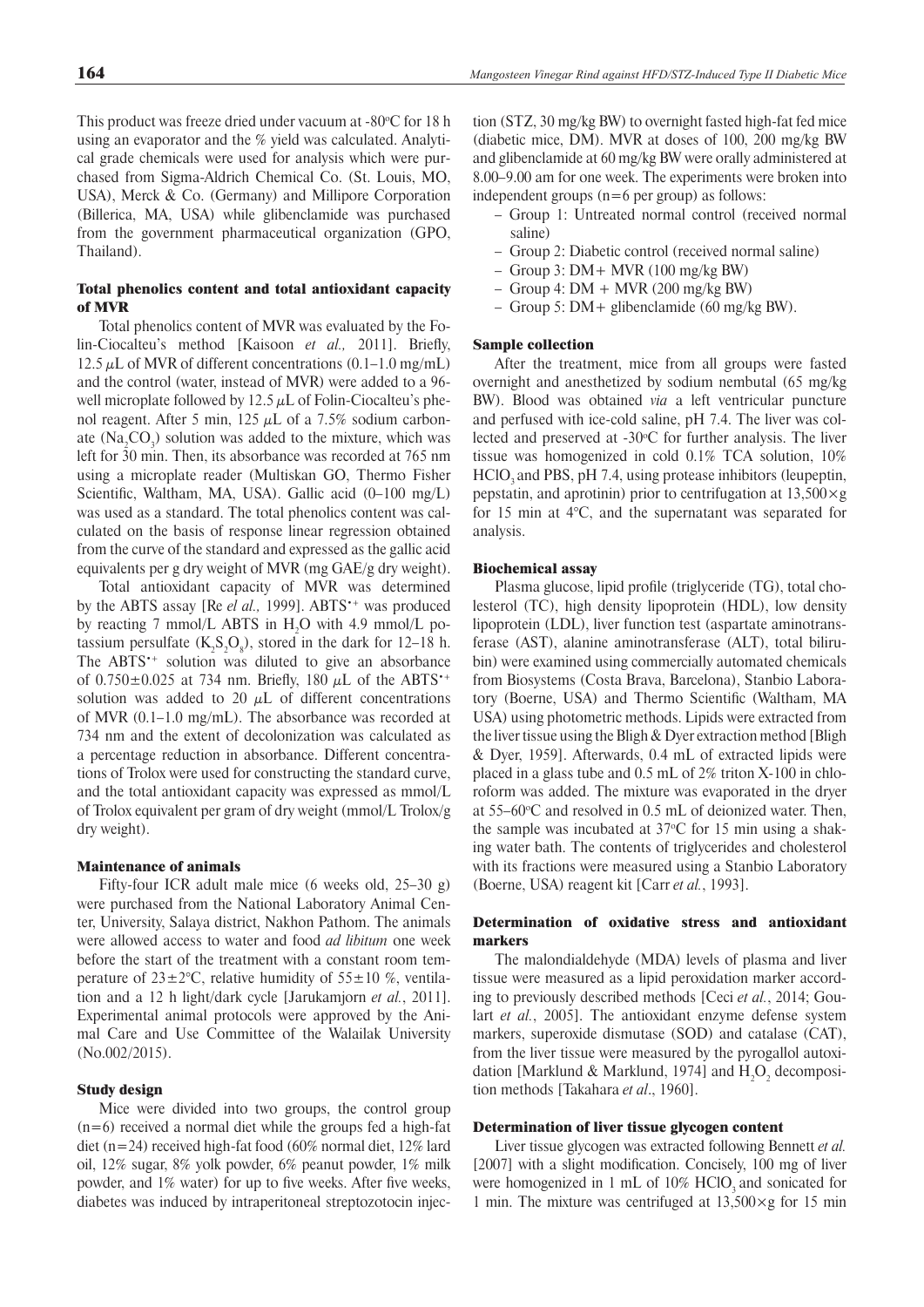This product was freeze dried under vacuum at -80°C for 18 h using an evaporator and the % yield was calculated. Analytical grade chemicals were used for analysis which were purchased from Sigma-Aldrich Chemical Co. (St. Louis, MO, USA), Merck & Co. (Germany) and Millipore Corporation (Billerica, MA, USA) while glibenclamide was purchased from the government pharmaceutical organization (GPO, Thailand).

### Total phenolics content and total antioxidant capacity of MVR

Total phenolics content of MVR was evaluated by the Folin-Ciocalteu's method [Kaisoon *et al.,* 2011]. Briefly, 12.5 $\mu$L of MVR of different concentrations (0.1–1.0 mg/mL) and the control (water, instead of MVR) were added to a 96-well microplate followed by 12.5 $\mu$L of Folin-Ciocalteu's phenol reagent. After 5 min, 125 $\mu$L of a 7.5% sodium carbonate ($Na_2CO_3$) solution was added to the mixture, which was left for 30 min. Then, its absorbance was recorded at 765 nm using a microplate reader (Multiskan GO, Thermo Fisher Scientific, Waltham, MA, USA). Gallic acid (0–100 mg/L) was used as a standard. The total phenolics content was calculated on the basis of response linear regression obtained from the curve of the standard and expressed as the gallic acid equivalents per g dry weight of MVR (mg GAE/g dry weight).

Total antioxidant capacity of MVR was determined by the ABTS assay [Re *el al.,* 1999]. $ABTS^{\bullet+}$ was produced by reacting 7 mmol/L ABTS in $H_2O$ with 4.9 mmol/L potassium persulfate ($K_2S_2O_8$), stored in the dark for 12–18 h. The $ABTS^{\bullet+}$ solution was diluted to give an absorbance of 0.750±0.025 at 734 nm. Briefly, 180 $\mu$L of the $ABTS^{\bullet+}$ solution was added to 20 $\mu$L of different concentrations of MVR (0.1–1.0 mg/mL). The absorbance was recorded at 734 nm and the extent of decolorization was calculated as a percentage reduction in absorbance. Different concentrations of Trolox were used for constructing the standard curve, and the total antioxidant capacity was expressed as mmol/L of Trolox equivalent per gram of dry weight (mmol/L Trolox/g dry weight).

### Maintenance of animals

Fifty-four ICR adult male mice (6 weeks old, 25–30 g) were purchased from the National Laboratory Animal Center, University, Salaya district, Nakhon Pathom. The animals were allowed access to water and food *ad libitum* one week before the start of the treatment with a constant room temperature of 23±2°C, relative humidity of 55±10 %, ventilation and a 12 h light/dark cycle [Jarukamjorn *et al.*, 2011]. Experimental animal protocols were approved by the Animal Care and Use Committee of the Walailak University (No.002/2015).

### Study design

Mice were divided into two groups, the control group (n=6) received a normal diet while the groups fed a high-fat diet (n=24) received high-fat food (60% normal diet, 12% lard oil, 12% sugar, 8% yolk powder, 6% peanut powder, 1% milk powder, and 1% water) for up to five weeks. After five weeks, diabetes was induced by intraperitoneal streptozotocin injection (STZ, 30 mg/kg BW) to overnight fasted high-fat fed mice (diabetic mice, DM). MVR at doses of 100, 200 mg/kg BW and glibenclamide at 60 mg/kg BW were orally administered at 8.00–9.00 am for one week. The experiments were broken into independent groups (n=6 per group) as follows:

- Group 1: Untreated normal control (received normal saline)
- Group 2: Diabetic control (received normal saline)
- Group 3: DM+ MVR (100 mg/kg BW)
- Group 4: DM + MVR (200 mg/kg BW)
- Group 5: DM+ glibenclamide (60 mg/kg BW).

### Sample collection

After the treatment, mice from all groups were fasted overnight and anesthetized by sodium nembutal (65 mg/kg BW). Blood was obtained *via* a left ventricular puncture and perfused with ice-cold saline, pH 7.4. The liver was collected and preserved at -30°C for further analysis. The liver tissue was homogenized in cold 0.1% TCA solution, 10% $HClO_3$ and PBS, pH 7.4, using protease inhibitors (leupeptin, pepstatin, and aprotinin) prior to centrifugation at 13,500×g for 15 min at 4°C, and the supernatant was separated for analysis.

### Biochemical assay

Plasma glucose, lipid profile (triglyceride (TG), total cholesterol (TC), high density lipoprotein (HDL), low density lipoprotein (LDL), liver function test (aspartate aminotransferase (AST), alanine aminotransferase (ALT), total bilirubin) were examined using commercially automated chemicals from Biosystems (Costa Brava, Barcelona), Stanbio Laboratory (Boerne, USA) and Thermo Scientific (Waltham, MA USA) using photometric methods. Lipids were extracted from the liver tissue using the Bligh & Dyer extraction method [Bligh & Dyer, 1959]. Afterwards, 0.4 mL of extracted lipids were placed in a glass tube and 0.5 mL of 2% triton X-100 in chloroform was added. The mixture was evaporated in the dryer at 55–60°C and resolved in 0.5 mL of deionized water. Then, the sample was incubated at 37°C for 15 min using a shaking water bath. The contents of triglycerides and cholesterol with its fractions were measured using a Stanbio Laboratory (Boerne, USA) reagent kit [Carr *et al.*, 1993].

### Determination of oxidative stress and antioxidant markers

The malondialdehyde (MDA) levels of plasma and liver tissue were measured as a lipid peroxidation marker according to previously described methods [Ceci *et al.*, 2014; Goulart *et al.*, 2005]. The antioxidant enzyme defense system markers, superoxide dismutase (SOD) and catalase (CAT), from the liver tissue were measured by the pyrogallol autoxidation [Marklund & Marklund, 1974] and $H_2O_2$ decomposition methods [Takahara *et al*., 1960].

### Determination of liver tissue glycogen content

Liver tissue glycogen was extracted following Bennett *et al.* [2007] with a slight modification. Concisely, 100 mg of liver were homogenized in 1 mL of 10% $HClO_3$ and sonicated for 1 min. The mixture was centrifuged at 13,500×g for 15 min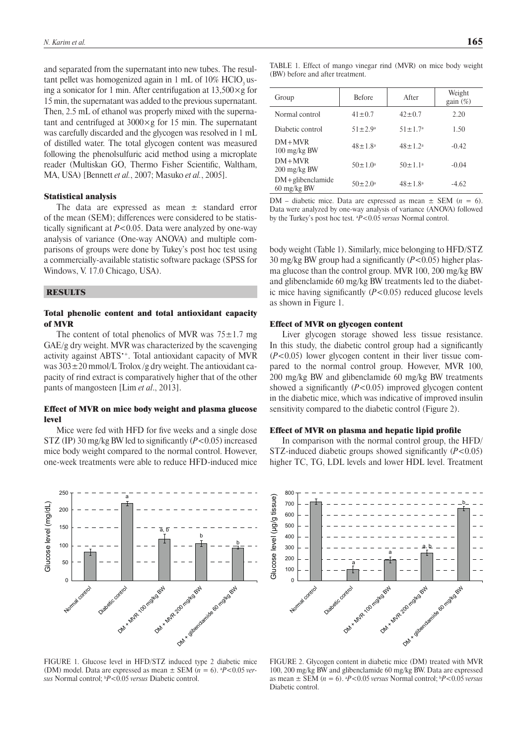and separated from the supernatant into new tubes. The resultant pellet was homogenized again in 1 mL of 10% $HClO_3$ using a sonicator for 1 min. After centrifugation at 13,500×g for 15 min, the supernatant was added to the previous supernatant. Then, 2.5 mL of ethanol was properly mixed with the supernatant and centrifuged at 3000×g for 15 min. The supernatant was carefully discarded and the glycogen was resolved in 1 mL of distilled water. The total glycogen content was measured following the phenolsulfuric acid method using a microplate reader (Multiskan GO, Thermo Fisher Scientific, Waltham, MA, USA) [Bennett *et al.*, 2007; Masuko *et al.*, 2005].

### Statistical analysis

The data are expressed as mean ± standard error of the mean (SEM); differences were considered to be statistically significant at $P<0.05$. Data were analyzed by one-way analysis of variance (One-way ANOVA) and multiple comparisons of groups were done by Tukey's post hoc test using a commercially-available statistic software package (SPSS for Windows, V. 17.0 Chicago, USA).

## RESULTS

### Total phenolic content and total antioxidant capacity of MVR

The content of total phenolics of MVR was 75±1.7 mg GAE/g dry weight. MVR was characterized by the scavenging activity against $ABTS^{\bullet+}$. Total antioxidant capacity of MVR was 303±20 mmol/L Trolox/g dry weight. The antioxidant capacity of rind extract is comparatively higher that of the other pants of mangosteen [Lim *et al*., 2013].

### Effect of MVR on mice body weight and plasma glucose level

Mice were fed with HFD for five weeks and a single dose STZ (IP) 30 mg/kg BW led to significantly ($P<0.05$) increased mice body weight compared to the normal control. However, one-week treatments were able to reduce HFD-induced mice body weight (Table 1). Similarly, mice belonging to HFD/STZ 30 mg/kg BW group had a significantly ($P<0.05$) higher plasma glucose than the control group. MVR 100, 200 mg/kg BW and glibenclamide 60 mg/kg BW treatments led to the diabetic mice having significantly ($P<0.05$) reduced glucose levels as shown in Figure 1.

TABLE 1. Effect of mango vinegar rind (MVR) on mice body weight (BW) before and after treatment.

| Group | Before | After | Weight gain (%) |
|---|---|---|---|
| Normal control | 41±0.7 | 42±0.7 | 2.20 |
| Diabetic control | 51±2.9[a] | 51±1.7[a] | 1.50 |
| DM+MVR 100 mg/kg BW | 48±1.8[a] | 48±1.2[a] | -0.42 |
| DM+MVR 200 mg/kg BW | 50±1.0[a] | 50±1.1[a] | -0.04 |
| DM+glibenclamide 60 mg/kg BW | 50±2.0[a] | 48±1.8[a] | -4.62 |

DM – diabetic mice. Data are expressed as mean ± SEM ($n = 6$). Data were analyzed by one-way analysis of variance (ANOVA) followed by the Turkey's post hoc test. [a]$P<0.05$ *versus* Normal control.

### Effect of MVR on glycogen content

Liver glycogen storage showed less tissue resistance. In this study, the diabetic control group had a significantly ($P<0.05$) lower glycogen content in their liver tissue compared to the normal control group. However, MVR 100, 200 mg/kg BW and glibenclamide 60 mg/kg BW treatments showed a significantly ($P<0.05$) improved glycogen content in the diabetic mice, which was indicative of improved insulin sensitivity compared to the diabetic control (Figure 2).

### Effect of MVR on plasma and hepatic lipid profile

In comparison with the normal control group, the HFD/STZ-induced diabetic groups showed significantly ($P<0.05$) higher TC, TG, LDL levels and lower HDL level. Treatment

FIGURE 1. Glucose level in HFD/STZ induced type 2 diabetic mice (DM) model. Data are expressed as mean ± SEM ($n = 6$). [a]$P<0.05$ *versus* Normal control; [b]$P<0.05$ *versus* Diabetic control.

FIGURE 2. Glycogen content in diabetic mice (DM) treated with MVR 100, 200 mg/kg BW and glibenclamide 60 mg/kg BW. Data are expressed as mean ± SEM ($n = 6$). [a]$P<0.05$ *versus* Normal control; [b]$P<0.05$ *versus* Diabetic control.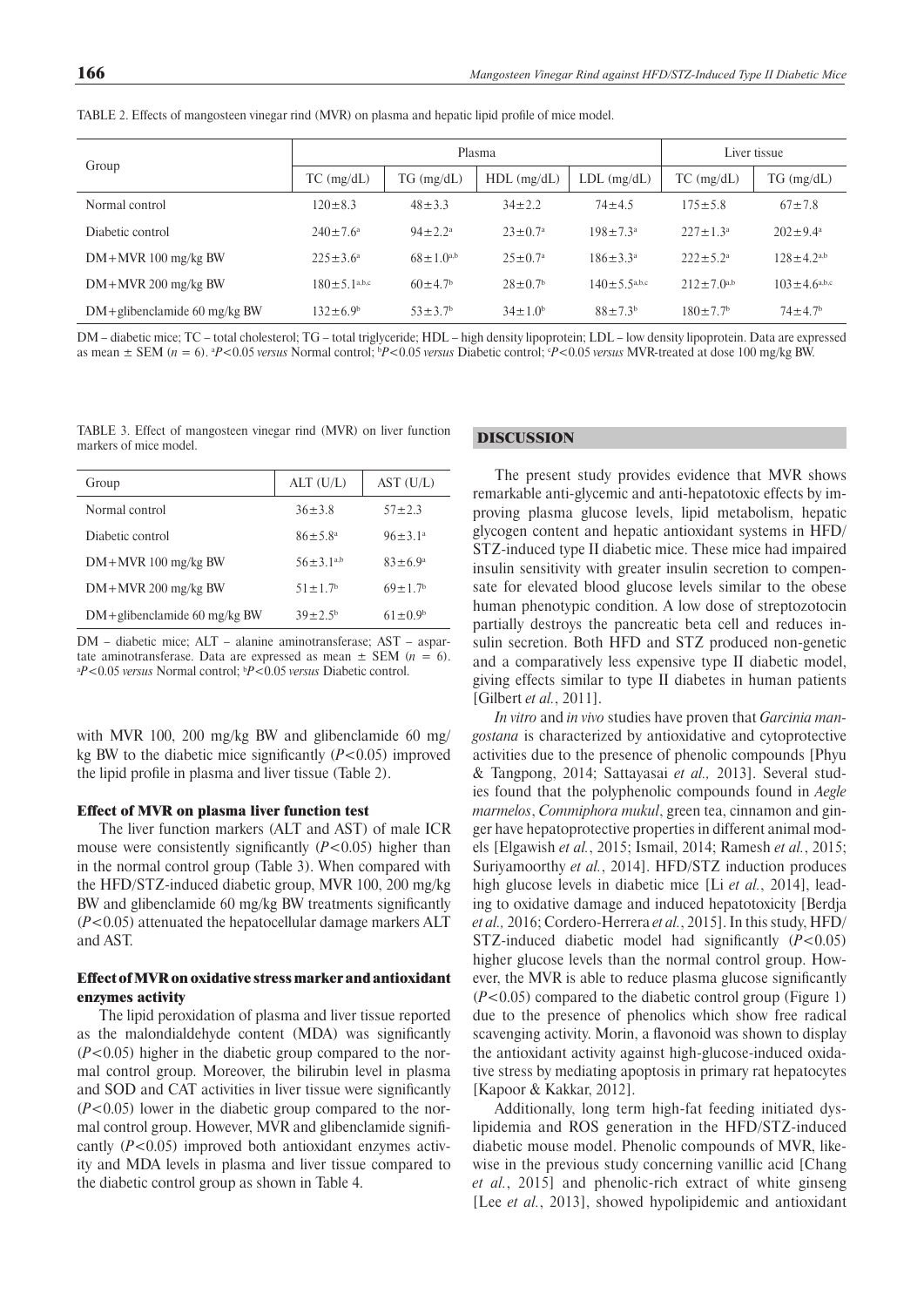TABLE 2. Effects of mangosteen vinegar rind (MVR) on plasma and hepatic lipid profile of mice model.

| Group | Plasma | | | | Liver tissue | |
|---|---|---|---|---|---|---|
| | TC (mg/dL) | TG (mg/dL) | HDL (mg/dL) | LDL (mg/dL) | TC (mg/dL) | TG (mg/dL) |
| Normal control | 120±8.3 | 48±3.3 | 34±2.2 | 74±4.5 | 175±5.8 | 67±7.8 |
| Diabetic control | 240±7.6[a] | 94±2.2[a] | 23±0.7[a] | 198±7.3[a] | 227±1.3[a] | 202±9.4[a] |
| DM+MVR 100 mg/kg BW | 225±3.6[a] | 68±1.0[a,b] | 25±0.7[a] | 186±3.3[a] | 222±5.2[a] | 128±4.2[a,b] |
| DM+MVR 200 mg/kg BW | 180±5.1[a,b,c] | 60±4.7[b] | 28±0.7[b] | 140±5.5[a,b,c] | 212±7.0[a,b] | 103±4.6[a,b,c] |
| DM+glibenclamide 60 mg/kg BW | 132±6.9[b] | 53±3.7[b] | 34±1.0[b] | 88±7.3[b] | 180±7.7[b] | 74±4.7[b] |

DM – diabetic mice; TC – total cholesterol; TG – total triglyceride; HDL – high density lipoprotein; LDL – low density lipoprotein. Data are expressed as mean ± SEM ($n$ = 6). [a]$P$<0.05 *versus* Normal control; [b]$P$<0.05 *versus* Diabetic control; [c]$P$<0.05 *versus* MVR-treated at dose 100 mg/kg BW.

TABLE 3. Effect of mangosteen vinegar rind (MVR) on liver function markers of mice model.

| Group | ALT (U/L) | AST (U/L) |
|---|---|---|
| Normal control | 36±3.8 | 57±2.3 |
| Diabetic control | 86±5.8[a] | 96±3.1[a] |
| DM+MVR 100 mg/kg BW | 56±3.1[a,b] | 83±6.9[a] |
| DM+MVR 200 mg/kg BW | 51±1.7[b] | 69±1.7[b] |
| DM+glibenclamide 60 mg/kg BW | 39±2.5[b] | 61±0.9[b] |

DM – diabetic mice; ALT – alanine aminotransferase; AST – aspartate aminotransferase. Data are expressed as mean ± SEM ($n$ = 6). [a]$P$<0.05 *versus* Normal control; [b]$P$<0.05 *versus* Diabetic control.

with MVR 100, 200 mg/kg BW and glibenclamide 60 mg/kg BW to the diabetic mice significantly ($P$<0.05) improved the lipid profile in plasma and liver tissue (Table 2).

### Effect of MVR on plasma liver function test

The liver function markers (ALT and AST) of male ICR mouse were consistently significantly ($P$<0.05) higher than in the normal control group (Table 3). When compared with the HFD/STZ-induced diabetic group, MVR 100, 200 mg/kg BW and glibenclamide 60 mg/kg BW treatments significantly ($P$<0.05) attenuated the hepatocellular damage markers ALT and AST.

### Effect of MVR on oxidative stress marker and antioxidant enzymes activity

The lipid peroxidation of plasma and liver tissue reported as the malondialdehyde content (MDA) was significantly ($P$<0.05) higher in the diabetic group compared to the normal control group. Moreover, the bilirubin level in plasma and SOD and CAT activities in liver tissue were significantly ($P$<0.05) lower in the diabetic group compared to the normal control group. However, MVR and glibenclamide significantly ($P$<0.05) improved both antioxidant enzymes activity and MDA levels in plasma and liver tissue compared to the diabetic control group as shown in Table 4.

## DISCUSSION

The present study provides evidence that MVR shows remarkable anti-glycemic and anti-hepatotoxic effects by improving plasma glucose levels, lipid metabolism, hepatic glycogen content and hepatic antioxidant systems in HFD/STZ-induced type II diabetic mice. These mice had impaired insulin sensitivity with greater insulin secretion to compensate for elevated blood glucose levels similar to the obese human phenotypic condition. A low dose of streptozotocin partially destroys the pancreatic beta cell and reduces insulin secretion. Both HFD and STZ produced non-genetic and a comparatively less expensive type II diabetic model, giving effects similar to type II diabetes in human patients [Gilbert *et al.*, 2011].

*In vitro* and *in vivo* studies have proven that *Garcinia mangostana* is characterized by antioxidative and cytoprotective activities due to the presence of phenolic compounds [Phyu & Tangpong, 2014; Sattayasai *et al.,* 2013]. Several studies found that the polyphenolic compounds found in *Aegle marmelos*, *Commiphora mukul*, green tea, cinnamon and ginger have hepatoprotective properties in different animal models [Elgawish *et al.*, 2015; Ismail, 2014; Ramesh *et al.*, 2015; Suriyamoorthy *et al.*, 2014]. HFD/STZ induction produces high glucose levels in diabetic mice [Li *et al.*, 2014], leading to oxidative damage and induced hepatotoxicity [Berdja *et al.,* 2016; Cordero-Herrera *et al.*, 2015]. In this study, HFD/STZ-induced diabetic model had significantly ($P$<0.05) higher glucose levels than the normal control group. However, the MVR is able to reduce plasma glucose significantly ($P$<0.05) compared to the diabetic control group (Figure 1) due to the presence of phenolics which show free radical scavenging activity. Morin, a flavonoid was shown to display the antioxidant activity against high-glucose-induced oxidative stress by mediating apoptosis in primary rat hepatocytes [Kapoor & Kakkar, 2012].

Additionally, long term high-fat feeding initiated dyslipidemia and ROS generation in the HFD/STZ-induced diabetic mouse model. Phenolic compounds of MVR, likewise in the previous study concerning vanillic acid [Chang *et al.*, 2015] and phenolic-rich extract of white ginseng [Lee *et al.*, 2013], showed hypolipidemic and antioxidant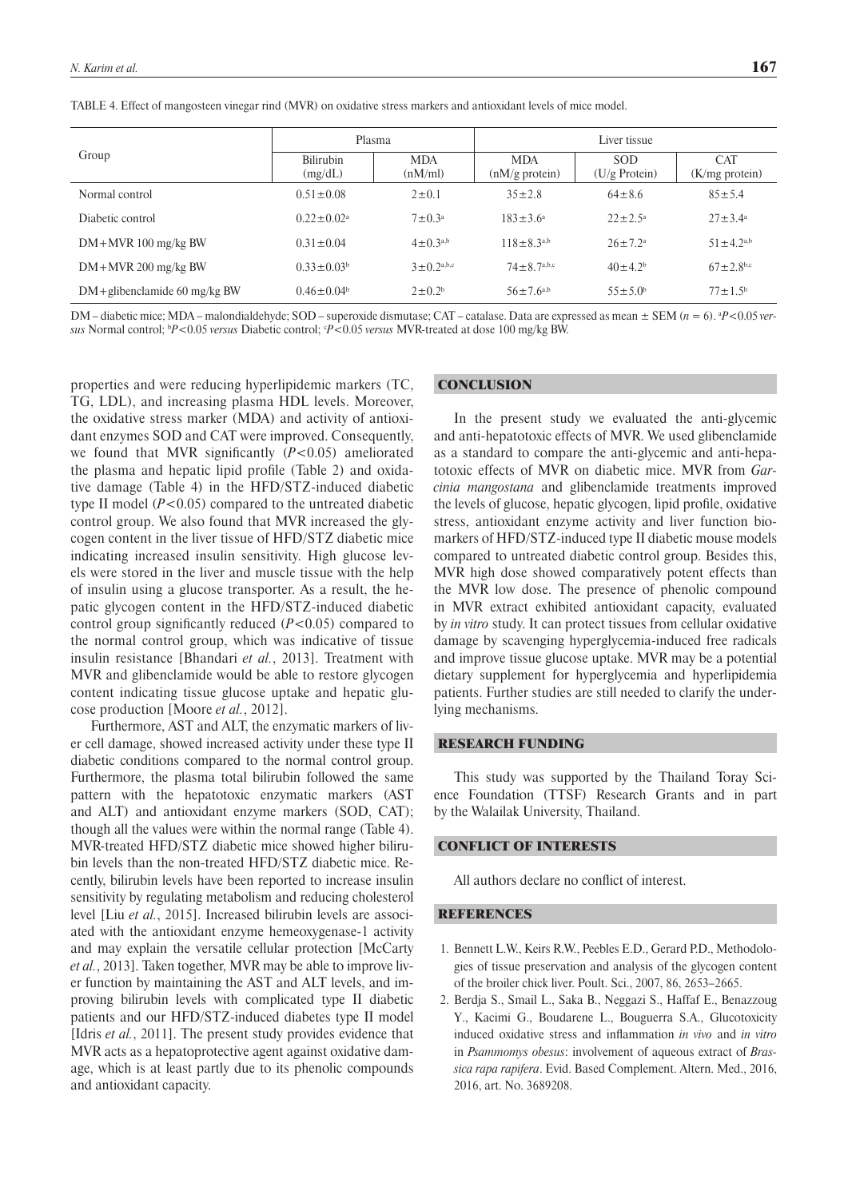TABLE 4. Effect of mangosteen vinegar rind (MVR) on oxidative stress markers and antioxidant levels of mice model.

| Group | Plasma | | Liver tissue | | |
|---|---|---|---|---|---|
| | Bilirubin (mg/dL) | MDA (nM/ml) | MDA (nM/g protein) | SOD (U/g Protein) | CAT (K/mg protein) |
| Normal control | 0.51±0.08 | 2±0.1 | 35±2.8 | 64±8.6 | 85±5.4 |
| Diabetic control | 0.22±0.02[a] | 7±0.3[a] | 183±3.6[a] | 22±2.5[a] | 27±3.4[a] |
| DM+MVR 100 mg/kg BW | 0.31±0.04 | 4±0.3[a,b] | 118±8.3[a,b] | 26±7.2[a] | 51±4.2[a,b] |
| DM+MVR 200 mg/kg BW | 0.33±0.03[b] | 3±0.2[a,b,c] | 74±8.7[a,b,c] | 40±4.2[b] | 67±2.8[b,c] |
| DM+glibenclamide 60 mg/kg BW | 0.46±0.04[b] | 2±0.2[b] | 56±7.6[a,b] | 55±5.0[b] | 77±1.5[b] |

DM – diabetic mice; MDA – malondialdehyde; SOD – superoxide dismutase; CAT – catalase. Data are expressed as mean ± SEM ($n = 6$). [a]$P<0.05$ *versus* Normal control; [b]$P<0.05$ *versus* Diabetic control; [c]$P<0.05$ *versus* MVR-treated at dose 100 mg/kg BW.

properties and were reducing hyperlipidemic markers (TC, TG, LDL), and increasing plasma HDL levels. Moreover, the oxidative stress marker (MDA) and activity of antioxidant enzymes SOD and CAT were improved. Consequently, we found that MVR significantly ($P<0.05$) ameliorated the plasma and hepatic lipid profile (Table 2) and oxidative damage (Table 4) in the HFD/STZ-induced diabetic type II model ($P<0.05$) compared to the untreated diabetic control group. We also found that MVR increased the glycogen content in the liver tissue of HFD/STZ diabetic mice indicating increased insulin sensitivity. High glucose levels were stored in the liver and muscle tissue with the help of insulin using a glucose transporter. As a result, the hepatic glycogen content in the HFD/STZ-induced diabetic control group significantly reduced ($P<0.05$) compared to the normal control group, which was indicative of tissue insulin resistance [Bhandari *et al.*, 2013]. Treatment with MVR and glibenclamide would be able to restore glycogen content indicating tissue glucose uptake and hepatic glucose production [Moore *et al.*, 2012].

Furthermore, AST and ALT, the enzymatic markers of liver cell damage, showed increased activity under these type II diabetic conditions compared to the normal control group. Furthermore, the plasma total bilirubin followed the same pattern with the hepatotoxic enzymatic markers (AST and ALT) and antioxidant enzyme markers (SOD, CAT); though all the values were within the normal range (Table 4). MVR-treated HFD/STZ diabetic mice showed higher bilirubin levels than the non-treated HFD/STZ diabetic mice. Recently, bilirubin levels have been reported to increase insulin sensitivity by regulating metabolism and reducing cholesterol level [Liu *et al.*, 2015]. Increased bilirubin levels are associated with the antioxidant enzyme hemeoxygenase-1 activity and may explain the versatile cellular protection [McCarty *et al.*, 2013]. Taken together, MVR may be able to improve liver function by maintaining the AST and ALT levels, and improving bilirubin levels with complicated type II diabetic patients and our HFD/STZ-induced diabetes type II model [Idris *et al.*, 2011]. The present study provides evidence that MVR acts as a hepatoprotective agent against oxidative damage, which is at least partly due to its phenolic compounds and antioxidant capacity.

## CONCLUSION

In the present study we evaluated the anti-glycemic and anti-hepatotoxic effects of MVR. We used glibenclamide as a standard to compare the anti-glycemic and anti-hepatotoxic effects of MVR on diabetic mice. MVR from *Garcinia mangostana* and glibenclamide treatments improved the levels of glucose, hepatic glycogen, lipid profile, oxidative stress, antioxidant enzyme activity and liver function biomarkers of HFD/STZ-induced type II diabetic mouse models compared to untreated diabetic control group. Besides this, MVR high dose showed comparatively potent effects than the MVR low dose. The presence of phenolic compound in MVR extract exhibited antioxidant capacity, evaluated by *in vitro* study. It can protect tissues from cellular oxidative damage by scavenging hyperglycemia-induced free radicals and improve tissue glucose uptake. MVR may be a potential dietary supplement for hyperglycemia and hyperlipidemia patients. Further studies are still needed to clarify the underlying mechanisms.

## RESEARCH FUNDING

This study was supported by the Thailand Toray Science Foundation (TTSF) Research Grants and in part by the Walailak University, Thailand.

## CONFLICT OF INTERESTS

All authors declare no conflict of interest.

## REFERENCES

1. Bennett L.W., Keirs R.W., Peebles E.D., Gerard P.D., Methodologies of tissue preservation and analysis of the glycogen content of the broiler chick liver. Poult. Sci., 2007, 86, 2653–2665.
2. Berdja S., Smail L., Saka B., Neggazi S., Haffaf E., Benazzoug Y., Kacimi G., Boudarene L., Bouguerra S.A., Glucotoxicity induced oxidative stress and inflammation *in vivo* and *in vitro* in *Psammomys obesus*: involvement of aqueous extract of *Brassica rapa rapifera*. Evid. Based Complement. Altern. Med., 2016, 2016, art. No. 3689208.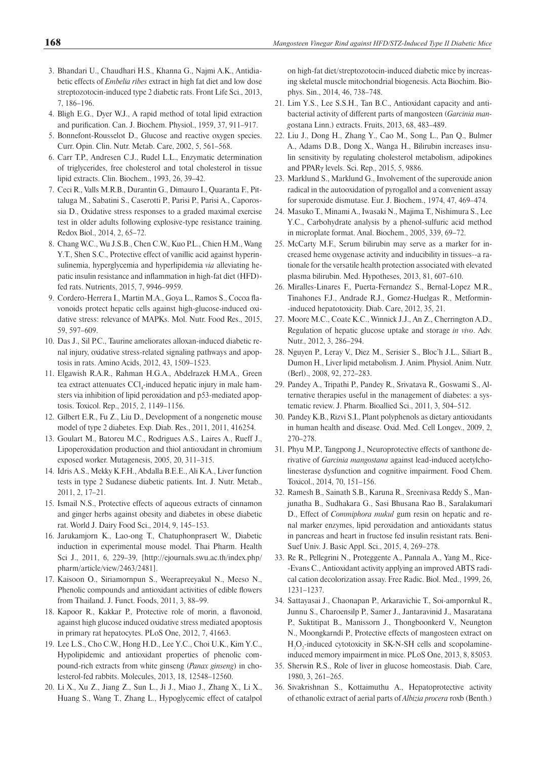3. Bhandari U., Chaudhari H.S., Khanna G., Najmi A.K., Antidiabetic effects of *Embelia ribes* extract in high fat diet and low dose streptozotocin-induced type 2 diabetic rats. Front Life Sci., 2013, 7, 186–196.
4. Bligh E.G., Dyer W.J., A rapid method of total lipid extraction and purification. Can. J. Biochem. Physiol., 1959, 37, 911–917.
5. Bonnefont-Rousselot D., Glucose and reactive oxygen species. Curr. Opin. Clin. Nutr. Metab. Care, 2002, 5, 561–568.
6. Carr T.P., Andresen C.J., Rudel L.L., Enzymatic determination of triglycerides, free cholesterol and total cholesterol in tissue lipid extracts. Clin. Biochem., 1993, 26, 39–42.
7. Ceci R., Valls M.R.B., Durantin G., Dimauro I., Quaranta F., Pittaluga M., Sabatini S., Caserotti P., Parisi P., Parisi A., Caporossia D., Oxidative stress responses to a graded maximal exercise test in older adults following explosive-type resistance training. Redox Biol., 2014, 2, 65–72.
8. Chang W.C., Wu J.S.B., Chen C.W., Kuo P.L., Chien H.M., Wang Y.T., Shen S.C., Protective effect of vanillic acid against hyperinsulinemia, hyperglycemia and hyperlipidemia *via* alleviating hepatic insulin resistance and inflammation in high-fat diet (HFD)-fed rats. Nutrients, 2015, 7, 9946–9959.
9. Cordero-Herrera I., Martin M.A., Goya L., Ramos S., Cocoa flavonoids protect hepatic cells against high-glucose-induced oxidative stress: relevance of MAPKs. Mol. Nutr. Food Res., 2015, 59, 597–609.
10. Das J., Sil P.C., Taurine ameliorates alloxan-induced diabetic renal injury, oxidative stress-related signaling pathways and apoptosis in rats. Amino Acids, 2012, 43, 1509–1523.
11. Elgawish R.A.R., Rahman H.G.A., Abdelrazek H.M.A., Green tea extract attenuates $CCl_4$-induced hepatic injury in male hamsters via inhibition of lipid peroxidation and p53-mediated apoptosis. Toxicol. Rep., 2015, 2, 1149–1156.
12. Gilbert E.R., Fu Z., Liu D., Development of a nongenetic mouse model of type 2 diabetes. Exp. Diab. Res., 2011, 2011, 416254.
13. Goulart M., Batoreu M.C., Rodrigues A.S., Laires A., Rueff J., Lipoperoxidation production and thiol antioxidant in chromium exposed worker. Mutagenesis, 2005, 20, 311–315.
14. Idris A.S., Mekky K.F.H., Abdalla B.E.E., Ali K.A., Liver function tests in type 2 Sudanese diabetic patients. Int. J. Nutr. Metab., 2011, 2, 17–21.
15. Ismail N.S., Protective effects of aqueous extracts of cinnamon and ginger herbs against obesity and diabetes in obese diabetic rat. World J. Dairy Food Sci., 2014, 9, 145–153.
16. Jarukamjorn K., Lao-ong T., Chatuphonprasert W., Diabetic induction in experimental mouse model. Thai Pharm. Health Sci J., 2011, 6, 229–39, [http://ejournals.swu.ac.th/index.php/pharm/article/view/2463/2481].
17. Kaisoon O., Siriamornpun S., Weerapreeyakul N., Meeso N., Phenolic compounds and antioxidant activities of edible flowers from Thailand. J. Funct. Foods, 2011, 3, 88–99.
18. Kapoor R., Kakkar P., Protective role of morin, a flavonoid, against high glucose induced oxidative stress mediated apoptosis in primary rat hepatocytes. PLoS One, 2012, 7, 41663.
19. Lee L.S., Cho C.W., Hong H.D., Lee Y.C., Choi U.K., Kim Y.C., Hypolipidemic and antioxidant properties of phenolic compound-rich extracts from white ginseng (*Panax ginseng*) in cholesterol-fed rabbits. Molecules, 2013, 18, 12548–12560.
20. Li X., Xu Z., Jiang Z., Sun L., Ji J., Miao J., Zhang X., Li X., Huang S., Wang T., Zhang L., Hypoglycemic effect of catalpol on high-fat diet/streptozotocin-induced diabetic mice by increasing skeletal muscle mitochondrial biogenesis. Acta Biochim. Biophys. Sin., 2014, 46, 738–748.
21. Lim Y.S., Lee S.S.H., Tan B.C., Antioxidant capacity and antibacterial activity of different parts of mangosteen (*Garcinia mangostana* Linn.) extracts. Fruits, 2013, 68, 483–489.
22. Liu J., Dong H., Zhang Y., Cao M., Song L., Pan Q., Bulmer A., Adams D.B., Dong X., Wanga H., Bilirubin increases insulin sensitivity by regulating cholesterol metabolism, adipokines and PPARγ levels. Sci. Rep., 2015, 5, 9886.
23. Marklund S., Marklund G., Involvement of the superoxide anion radical in the autooxidation of pyrogallol and a convenient assay for superoxide dismutase. Eur. J. Biochem., 1974, 47, 469–474.
24. Masuko T., Minami A., Iwasaki N., Majima T., Nishimura S., Lee Y.C., Carbohydrate analysis by a phenol-sulfuric acid method in microplate format. Anal. Biochem., 2005, 339, 69–72.
25. McCarty M.F., Serum bilirubin may serve as a marker for increased heme oxygenase activity and inducibility in tissues--a rationale for the versatile health protection associated with elevated plasma bilirubin. Med. Hypotheses, 2013, 81, 607–610.
26. Miralles-Linares F., Puerta-Fernandez S., Bernal-Lopez M.R., Tinahones F.J., Andrade R.J., Gomez-Huelgas R., Metformin-induced hepatotoxicity. Diab. Care, 2012, 35, 21.
27. Moore M.C., Coate K.C., Winnick J.J., An Z., Cherrington A.D., Regulation of hepatic glucose uptake and storage *in vivo*. Adv. Nutr., 2012, 3, 286–294.
28. Nguyen P., Leray V., Diez M., Serisier S., Bloc'h J.L., Siliart B., Dumon H., Liver lipid metabolism. J. Anim. Physiol. Anim. Nutr. (Berl)., 2008, 92, 272–283.
29. Pandey A., Tripathi P., Pandey R., Srivatava R., Goswami S., Alternative therapies useful in the management of diabetes: a systematic review. J. Pharm. Bioallied Sci., 2011, 3, 504–512.
30. Pandey K.B., Rizvi S.I., Plant polyphenols as dietary antioxidants in human health and disease. Oxid. Med. Cell Longev., 2009, 2, 270–278.
31. Phyu M.P., Tangpong J., Neuroprotective effects of xanthone derivative of *Garcinia mangostana* against lead-induced acetylcholinesterase dysfunction and cognitive impairment. Food Chem. Toxicol., 2014, 70, 151–156.
32. Ramesh B., Sainath S.B., Karuna R., Sreenivasa Reddy S., Manjunatha B., Sudhakara G., Sasi Bhusana Rao B., Saralakumari D., Effect of *Commiphora mukul* gum resin on hepatic and renal marker enzymes, lipid peroxidation and antioxidants status in pancreas and heart in fructose fed insulin resistant rats. Beni-Suef Univ. J. Basic Appl. Sci., 2015, 4, 269–278.
33. Re R., Pellegrini N., Proteggente A., Pannala A., Yang M., Rice--Evans C., Antioxidant activity applying an improved ABTS radical cation decolorization assay. Free Radic. Biol. Med., 1999, 26, 1231–1237.
34. Sattayasai J., Chaonapan P., Arkaravichie T., Soi-ampornkul R., Junnu S., Charoensilp P., Samer J., Jantaravinid J., Masaratana P., Suktitipat B., Manissorn J., Thongboonkerd V., Neungton N., Moongkarndi P., Protective effects of mangosteen extract on $H_2O_2$-induced cytotoxicity in SK-N-SH cells and scopolamine-induced memory impairment in mice. PLoS One, 2013, 8, 85053.
35. Sherwin R.S., Role of liver in glucose homeostasis. Diab. Care, 1980, 3, 261–265.
36. Sivakrishnan S., Kottaimuthu A., Hepatoprotective activity of ethanolic extract of aerial parts of *Albizia procera* roxb (Benth.)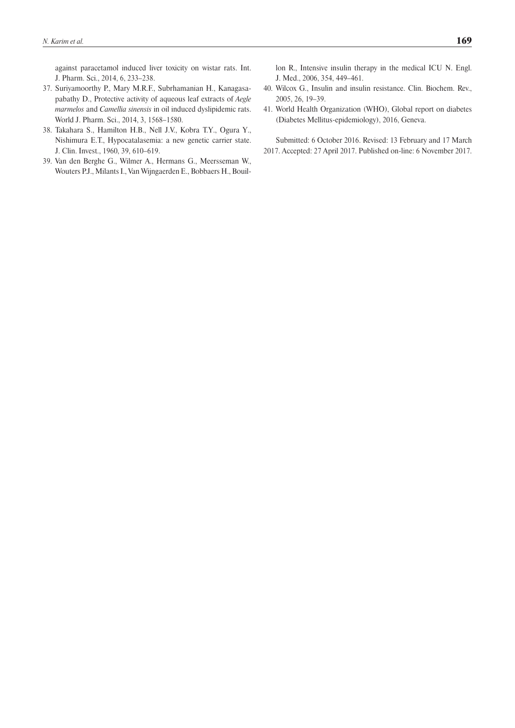against paracetamol induced liver toxicity on wistar rats. Int. J. Pharm. Sci., 2014, 6, 233–238.

37. Suriyamoorthy P., Mary M.R.F., Subrhamanian H., Kanagasapabathy D., Protective activity of aqueous leaf extracts of *Aegle marmelos* and *Camellia sinensis* in oil induced dyslipidemic rats. World J. Pharm. Sci., 2014, 3, 1568–1580.
38. Takahara S., Hamilton H.B., Nell J.V., Kobra T.Y., Ogura Y., Nishimura E.T., Hypocatalasemia: a new genetic carrier state. J. Clin. Invest., 1960, 39, 610–619.
39. Van den Berghe G., Wilmer A., Hermans G., Meersseman W., Wouters P.J., Milants I., Van Wijngaerden E., Bobbaers H., Bouillon R., Intensive insulin therapy in the medical ICU N. Engl. J. Med., 2006, 354, 449–461.
40. Wilcox G., Insulin and insulin resistance. Clin. Biochem. Rev., 2005, 26, 19–39.
41. World Health Organization (WHO), Global report on diabetes (Diabetes Mellitus-epidemiology), 2016, Geneva.

Submitted: 6 October 2016. Revised: 13 February and 17 March 2017. Accepted: 27 April 2017. Published on-line: 6 November 2017.